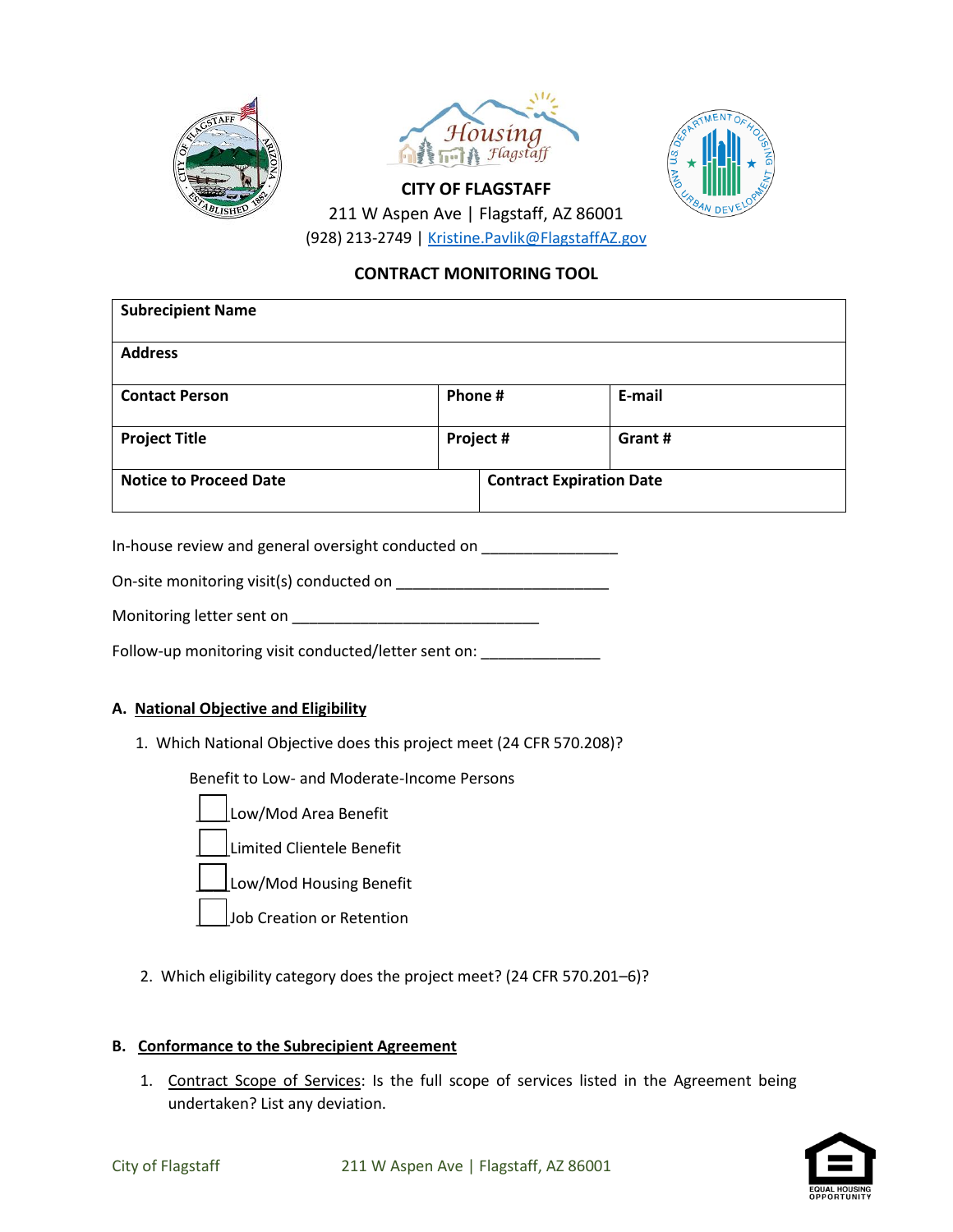**CITY OF FLAGSTAFF**

211 W Aspen Ave | Flagstaff, AZ 86001

(928) 213-2749 | Kristine.Pavlik@FlagstaffAZ.gov

## CONTRACT MONITORING TOOL

| **Subrecipient Name** | | |
|---|---|---|
| **Address** | | |
| **Contact Person** | **Phone #** | **E-mail** |
| **Project Title** | **Project #** | **Grant #** |
| **Notice to Proceed Date** | **Contract Expiration Date** | |

In-house review and general oversight conducted on ________________

On-site monitoring visit(s) conducted on _________________________

Monitoring letter sent on _____________________________

Follow-up monitoring visit conducted/letter sent on: ______________

### A. National Objective and Eligibility

1. Which National Objective does this project meet (24 CFR 570.208)?

   Benefit to Low- and Moderate-Income Persons

   - ☐ Low/Mod Area Benefit
   - ☐ Limited Clientele Benefit
   - ☐ Low/Mod Housing Benefit
   - ☐ Job Creation or Retention

2. Which eligibility category does the project meet? (24 CFR 570.201–6)?

### B. Conformance to the Subrecipient Agreement

1. Contract Scope of Services: Is the full scope of services listed in the Agreement being undertaken? List any deviation.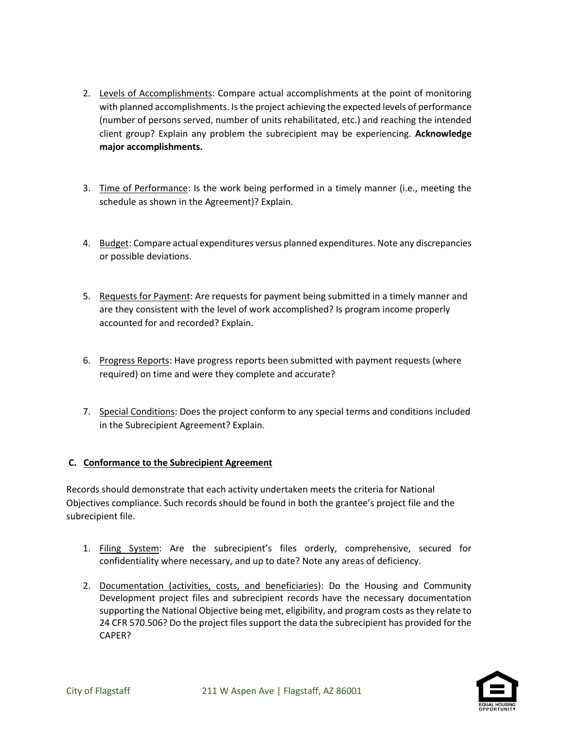2. Levels of Accomplishments: Compare actual accomplishments at the point of monitoring with planned accomplishments. Is the project achieving the expected levels of performance (number of persons served, number of units rehabilitated, etc.) and reaching the intended client group? Explain any problem the subrecipient may be experiencing. **Acknowledge major accomplishments.**

3. Time of Performance: Is the work being performed in a timely manner (i.e., meeting the schedule as shown in the Agreement)? Explain.

4. Budget: Compare actual expenditures versus planned expenditures. Note any discrepancies or possible deviations.

5. Requests for Payment: Are requests for payment being submitted in a timely manner and are they consistent with the level of work accomplished? Is program income properly accounted for and recorded? Explain.

6. Progress Reports: Have progress reports been submitted with payment requests (where required) on time and were they complete and accurate?

7. Special Conditions: Does the project conform to any special terms and conditions included in the Subrecipient Agreement? Explain.

### C. Conformance to the Subrecipient Agreement

Records should demonstrate that each activity undertaken meets the criteria for National Objectives compliance. Such records should be found in both the grantee's project file and the subrecipient file.

1. Filing System: Are the subrecipient's files orderly, comprehensive, secured for confidentiality where necessary, and up to date? Note any areas of deficiency.

2. Documentation (activities, costs, and beneficiaries): Do the Housing and Community Development project files and subrecipient records have the necessary documentation supporting the National Objective being met, eligibility, and program costs as they relate to 24 CFR 570.506? Do the project files support the data the subrecipient has provided for the CAPER?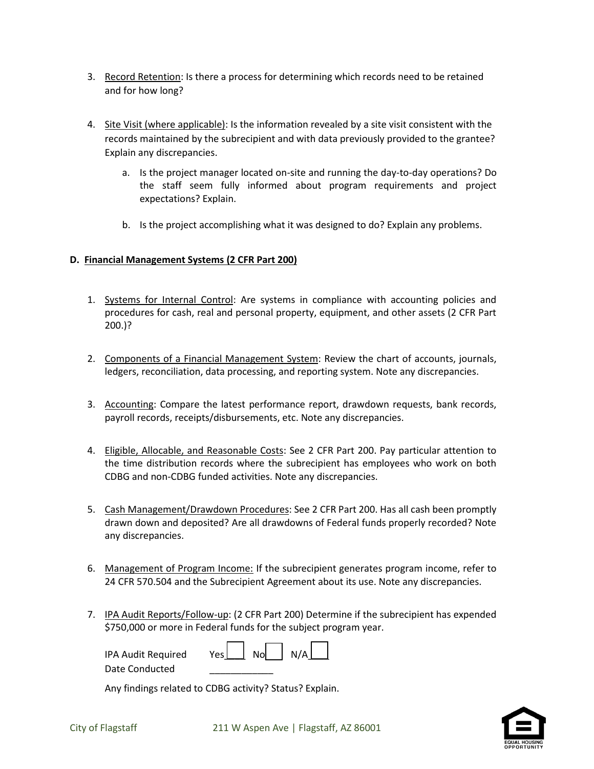3. Record Retention: Is there a process for determining which records need to be retained and for how long?

4. Site Visit (where applicable): Is the information revealed by a site visit consistent with the records maintained by the subrecipient and with data previously provided to the grantee? Explain any discrepancies.

   a. Is the project manager located on-site and running the day-to-day operations? Do the staff seem fully informed about program requirements and project expectations? Explain.

   b. Is the project accomplishing what it was designed to do? Explain any problems.

**D. Financial Management Systems (2 CFR Part 200)**

1. Systems for Internal Control: Are systems in compliance with accounting policies and procedures for cash, real and personal property, equipment, and other assets (2 CFR Part 200.)?

2. Components of a Financial Management System: Review the chart of accounts, journals, ledgers, reconciliation, data processing, and reporting system. Note any discrepancies.

3. Accounting: Compare the latest performance report, drawdown requests, bank records, payroll records, receipts/disbursements, etc. Note any discrepancies.

4. Eligible, Allocable, and Reasonable Costs: See 2 CFR Part 200. Pay particular attention to the time distribution records where the subrecipient has employees who work on both CDBG and non-CDBG funded activities. Note any discrepancies.

5. Cash Management/Drawdown Procedures: See 2 CFR Part 200. Has all cash been promptly drawn down and deposited? Are all drawdowns of Federal funds properly recorded? Note any discrepancies.

6. Management of Program Income: If the subrecipient generates program income, refer to 24 CFR 570.504 and the Subrecipient Agreement about its use. Note any discrepancies.

7. IPA Audit Reports/Follow-up: (2 CFR Part 200) Determine if the subrecipient has expended $750,000 or more in Federal funds for the subject program year.

   IPA Audit Required Yes☐ No☐ N/A☐
   Date Conducted ____________

   Any findings related to CDBG activity? Status? Explain.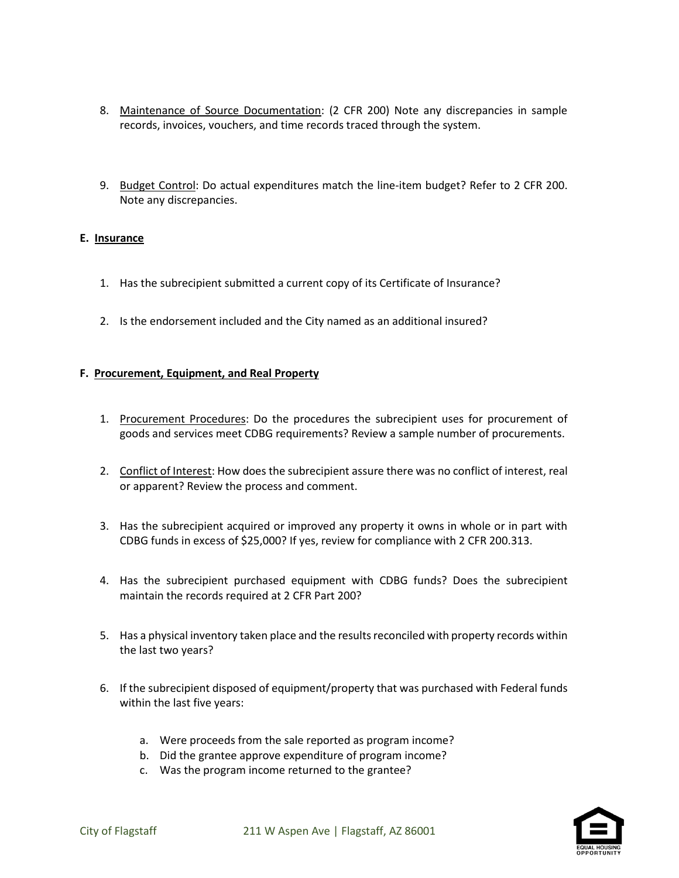8. <u>Maintenance of Source Documentation</u>: (2 CFR 200) Note any discrepancies in sample records, invoices, vouchers, and time records traced through the system.

9. <u>Budget Control</u>: Do actual expenditures match the line-item budget? Refer to 2 CFR 200. Note any discrepancies.

**E. <u>Insurance</u>**

1. Has the subrecipient submitted a current copy of its Certificate of Insurance?

2. Is the endorsement included and the City named as an additional insured?

**F. <u>Procurement, Equipment, and Real Property</u>**

1. <u>Procurement Procedures</u>: Do the procedures the subrecipient uses for procurement of goods and services meet CDBG requirements? Review a sample number of procurements.

2. <u>Conflict of Interest</u>: How does the subrecipient assure there was no conflict of interest, real or apparent? Review the process and comment.

3. Has the subrecipient acquired or improved any property it owns in whole or in part with CDBG funds in excess of $25,000? If yes, review for compliance with 2 CFR 200.313.

4. Has the subrecipient purchased equipment with CDBG funds? Does the subrecipient maintain the records required at 2 CFR Part 200?

5. Has a physical inventory taken place and the results reconciled with property records within the last two years?

6. If the subrecipient disposed of equipment/property that was purchased with Federal funds within the last five years:

   a. Were proceeds from the sale reported as program income?
   b. Did the grantee approve expenditure of program income?
   c. Was the program income returned to the grantee?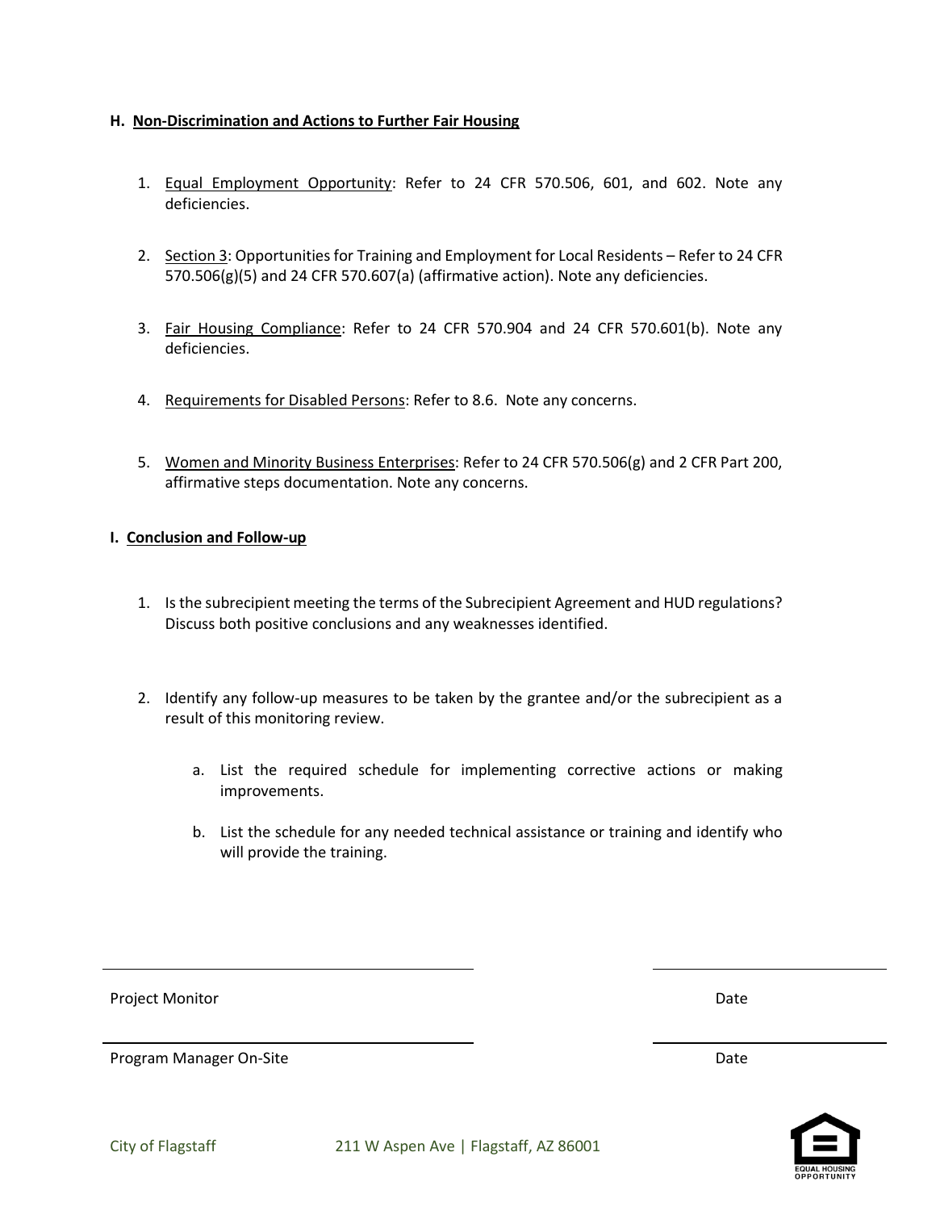### H. Non-Discrimination and Actions to Further Fair Housing

1. Equal Employment Opportunity: Refer to 24 CFR 570.506, 601, and 602. Note any deficiencies.

2. Section 3: Opportunities for Training and Employment for Local Residents – Refer to 24 CFR 570.506(g)(5) and 24 CFR 570.607(a) (affirmative action). Note any deficiencies.

3. Fair Housing Compliance: Refer to 24 CFR 570.904 and 24 CFR 570.601(b). Note any deficiencies.

4. Requirements for Disabled Persons: Refer to 8.6. Note any concerns.

5. Women and Minority Business Enterprises: Refer to 24 CFR 570.506(g) and 2 CFR Part 200, affirmative steps documentation. Note any concerns.

### I. Conclusion and Follow-up

1. Is the subrecipient meeting the terms of the Subrecipient Agreement and HUD regulations? Discuss both positive conclusions and any weaknesses identified.

2. Identify any follow-up measures to be taken by the grantee and/or the subrecipient as a result of this monitoring review.

   a. List the required schedule for implementing corrective actions or making improvements.

   b. List the schedule for any needed technical assistance or training and identify who will provide the training.

______________________________ ______________

Project Monitor Date

______________________________ ______________

Program Manager On-Site Date

City of Flagstaff 211 W Aspen Ave | Flagstaff, AZ 86001

EQUAL HOUSING OPPORTUNITY